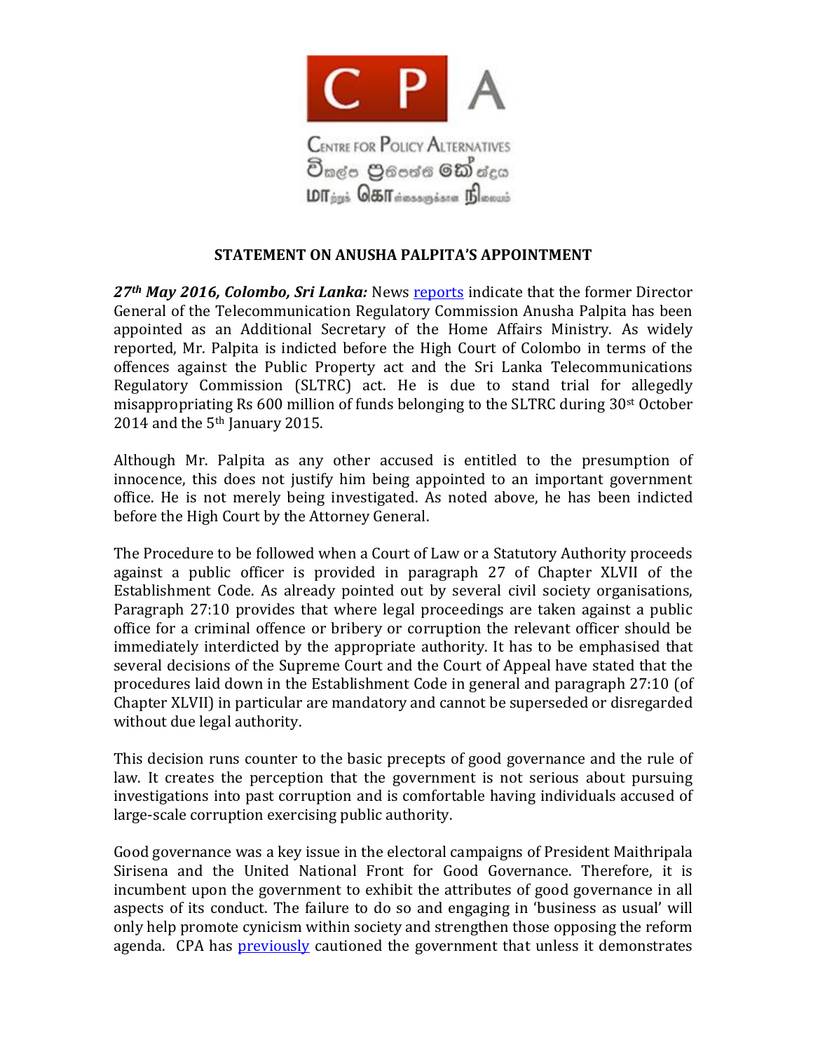# STATEMENT ON ANUSHA PALPITA'S APPOINTMENT

***27th May 2016, Colombo, Sri Lanka:*** News reports indicate that the former Director General of the Telecommunication Regulatory Commission Anusha Palpita has been appointed as an Additional Secretary of the Home Affairs Ministry. As widely reported, Mr. Palpita is indicted before the High Court of Colombo in terms of the offences against the Public Property act and the Sri Lanka Telecommunications Regulatory Commission (SLTRC) act. He is due to stand trial for allegedly misappropriating Rs 600 million of funds belonging to the SLTRC during 30st October 2014 and the 5th January 2015.

Although Mr. Palpita as any other accused is entitled to the presumption of innocence, this does not justify him being appointed to an important government office. He is not merely being investigated. As noted above, he has been indicted before the High Court by the Attorney General.

The Procedure to be followed when a Court of Law or a Statutory Authority proceeds against a public officer is provided in paragraph 27 of Chapter XLVII of the Establishment Code. As already pointed out by several civil society organisations, Paragraph 27:10 provides that where legal proceedings are taken against a public office for a criminal offence or bribery or corruption the relevant officer should be immediately interdicted by the appropriate authority. It has to be emphasised that several decisions of the Supreme Court and the Court of Appeal have stated that the procedures laid down in the Establishment Code in general and paragraph 27:10 (of Chapter XLVII) in particular are mandatory and cannot be superseded or disregarded without due legal authority.

This decision runs counter to the basic precepts of good governance and the rule of law. It creates the perception that the government is not serious about pursuing investigations into past corruption and is comfortable having individuals accused of large-scale corruption exercising public authority.

Good governance was a key issue in the electoral campaigns of President Maithripala Sirisena and the United National Front for Good Governance. Therefore, it is incumbent upon the government to exhibit the attributes of good governance in all aspects of its conduct. The failure to do so and engaging in 'business as usual' will only help promote cynicism within society and strengthen those opposing the reform agenda. CPA has previously cautioned the government that unless it demonstrates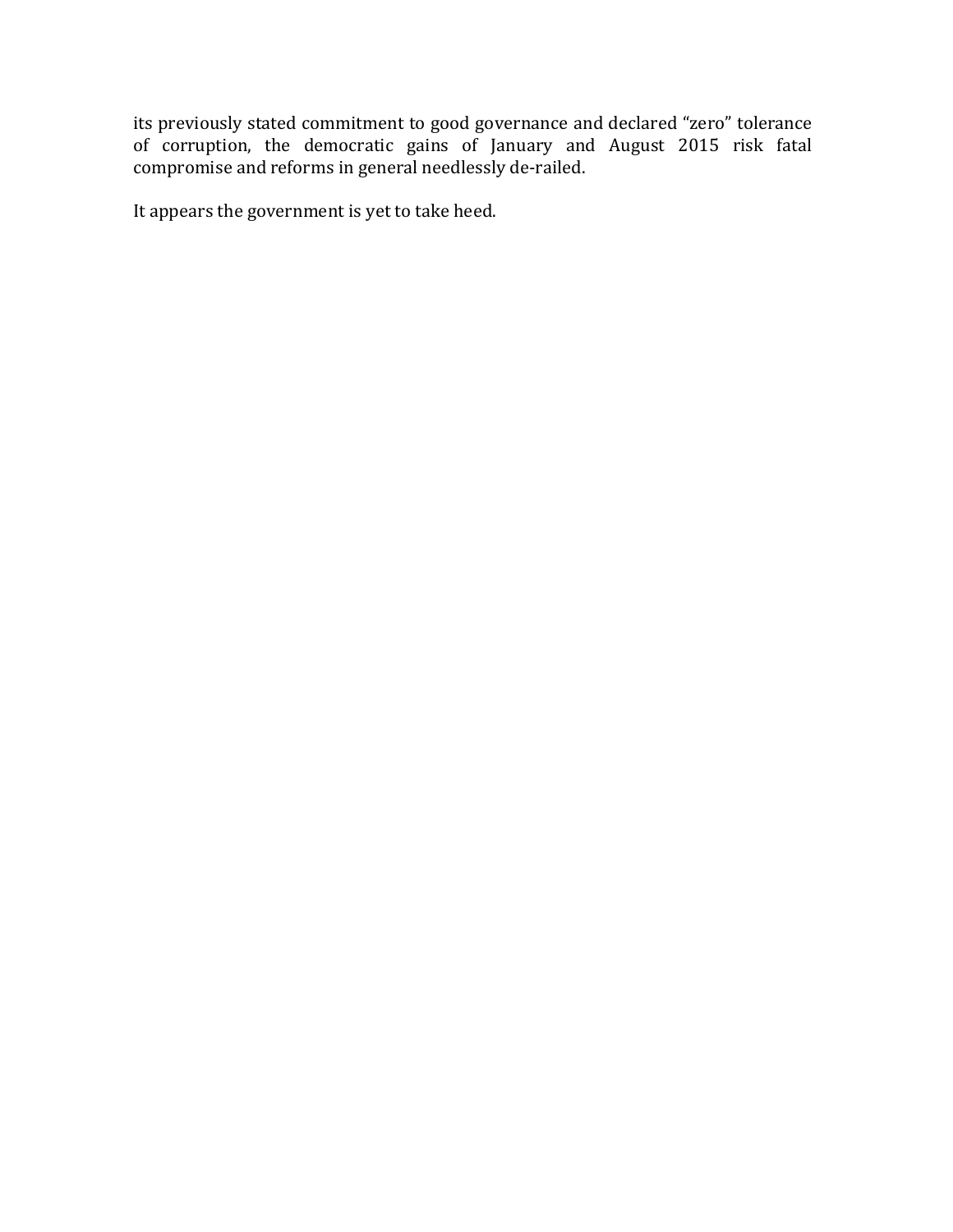its previously stated commitment to good governance and declared "zero" tolerance of corruption, the democratic gains of January and August 2015 risk fatal compromise and reforms in general needlessly de-railed.

It appears the government is yet to take heed.